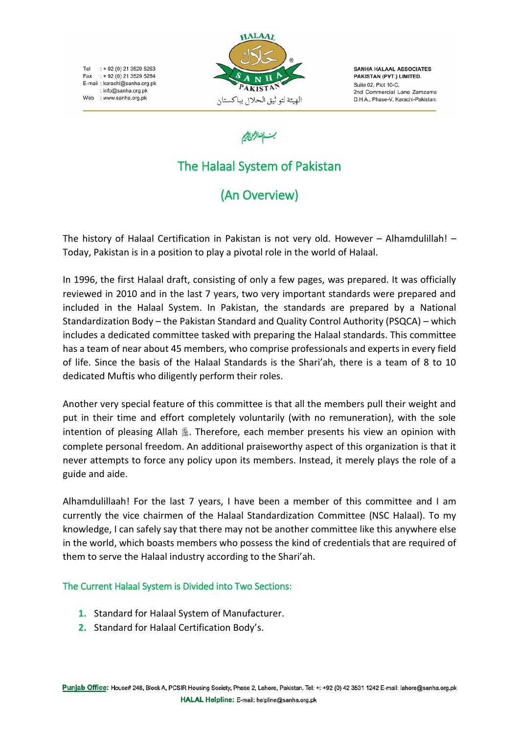Tel : + 92 (0) 21 3529 5263
Fax : + 92 (0) 21 3529 5284
E-mail : karachi@sanha.org.pk
: info@sanha.org.pk
Web : www.sanha.org.pk

SANHA HALAAL ASSOCIATES PAKISTAN (PVT.) LIMITED.
Suite 02, Plot 10-C,
2nd Commercial Lane Zamzama
D.H.A., Phase-V, Karachi-Pakistan.

الهيئة لتوثيق الحلال بباكستان

بسم الله الرحمن الرحيم

# The Halaal System of Pakistan

## (An Overview)

The history of Halaal Certification in Pakistan is not very old. However – Alhamdulillah! – Today, Pakistan is in a position to play a pivotal role in the world of Halaal.

In 1996, the first Halaal draft, consisting of only a few pages, was prepared. It was officially reviewed in 2010 and in the last 7 years, two very important standards were prepared and included in the Halaal System. In Pakistan, the standards are prepared by a National Standardization Body – the Pakistan Standard and Quality Control Authority (PSQCA) – which includes a dedicated committee tasked with preparing the Halaal standards. This committee has a team of near about 45 members, who comprise professionals and experts in every field of life. Since the basis of the Halaal Standards is the Shari'ah, there is a team of 8 to 10 dedicated Muftis who diligently perform their roles.

Another very special feature of this committee is that all the members pull their weight and put in their time and effort completely voluntarily (with no remuneration), with the sole intention of pleasing Allah ﷻ. Therefore, each member presents his view an opinion with complete personal freedom. An additional praiseworthy aspect of this organization is that it never attempts to force any policy upon its members. Instead, it merely plays the role of a guide and aide.

Alhamdulillaah! For the last 7 years, I have been a member of this committee and I am currently the vice chairmen of the Halaal Standardization Committee (NSC Halaal). To my knowledge, I can safely say that there may not be another committee like this anywhere else in the world, which boasts members who possess the kind of credentials that are required of them to serve the Halaal industry according to the Shari'ah.

### The Current Halaal System is Divided into Two Sections:

1. Standard for Halaal System of Manufacturer.
2. Standard for Halaal Certification Body's.

**Punjab Office:** House# 248, Block A, PCSIR Housing Society, Phase 2, Lahore, Pakistan. Tel: +: +92 (0) 42 3531 1242 E-mail: lahore@sanha.org.pk
**HALAL Helpline:** E-mail: helpline@sanha.org.pk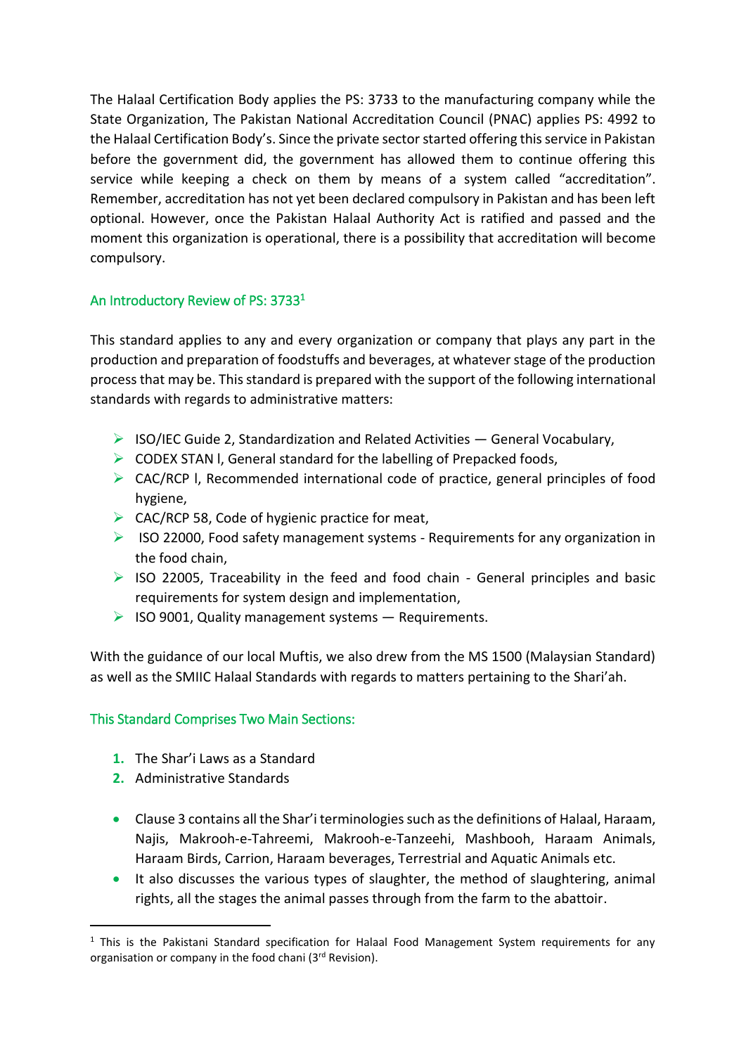The Halaal Certification Body applies the PS: 3733 to the manufacturing company while the State Organization, The Pakistan National Accreditation Council (PNAC) applies PS: 4992 to the Halaal Certification Body's. Since the private sector started offering this service in Pakistan before the government did, the government has allowed them to continue offering this service while keeping a check on them by means of a system called "accreditation". Remember, accreditation has not yet been declared compulsory in Pakistan and has been left optional. However, once the Pakistan Halaal Authority Act is ratified and passed and the moment this organization is operational, there is a possibility that accreditation will become compulsory.

## An Introductory Review of PS: 3733[1]

This standard applies to any and every organization or company that plays any part in the production and preparation of foodstuffs and beverages, at whatever stage of the production process that may be. This standard is prepared with the support of the following international standards with regards to administrative matters:

- ISO/IEC Guide 2, Standardization and Related Activities — General Vocabulary,
- CODEX STAN l, General standard for the labelling of Prepacked foods,
- CAC/RCP l, Recommended international code of practice, general principles of food hygiene,
- CAC/RCP 58, Code of hygienic practice for meat,
- ISO 22000, Food safety management systems - Requirements for any organization in the food chain,
- ISO 22005, Traceability in the feed and food chain - General principles and basic requirements for system design and implementation,
- ISO 9001, Quality management systems — Requirements.

With the guidance of our local Muftis, we also drew from the MS 1500 (Malaysian Standard) as well as the SMIIC Halaal Standards with regards to matters pertaining to the Shari'ah.

## This Standard Comprises Two Main Sections:

1. The Shar'i Laws as a Standard
2. Administrative Standards

- Clause 3 contains all the Shar'i terminologies such as the definitions of Halaal, Haraam, Najis, Makrooh-e-Tahreemi, Makrooh-e-Tanzeehi, Mashbooh, Haraam Animals, Haraam Birds, Carrion, Haraam beverages, Terrestrial and Aquatic Animals etc.
- It also discusses the various types of slaughter, the method of slaughtering, animal rights, all the stages the animal passes through from the farm to the abattoir.

[1] This is the Pakistani Standard specification for Halaal Food Management System requirements for any organisation or company in the food chani (3rd Revision).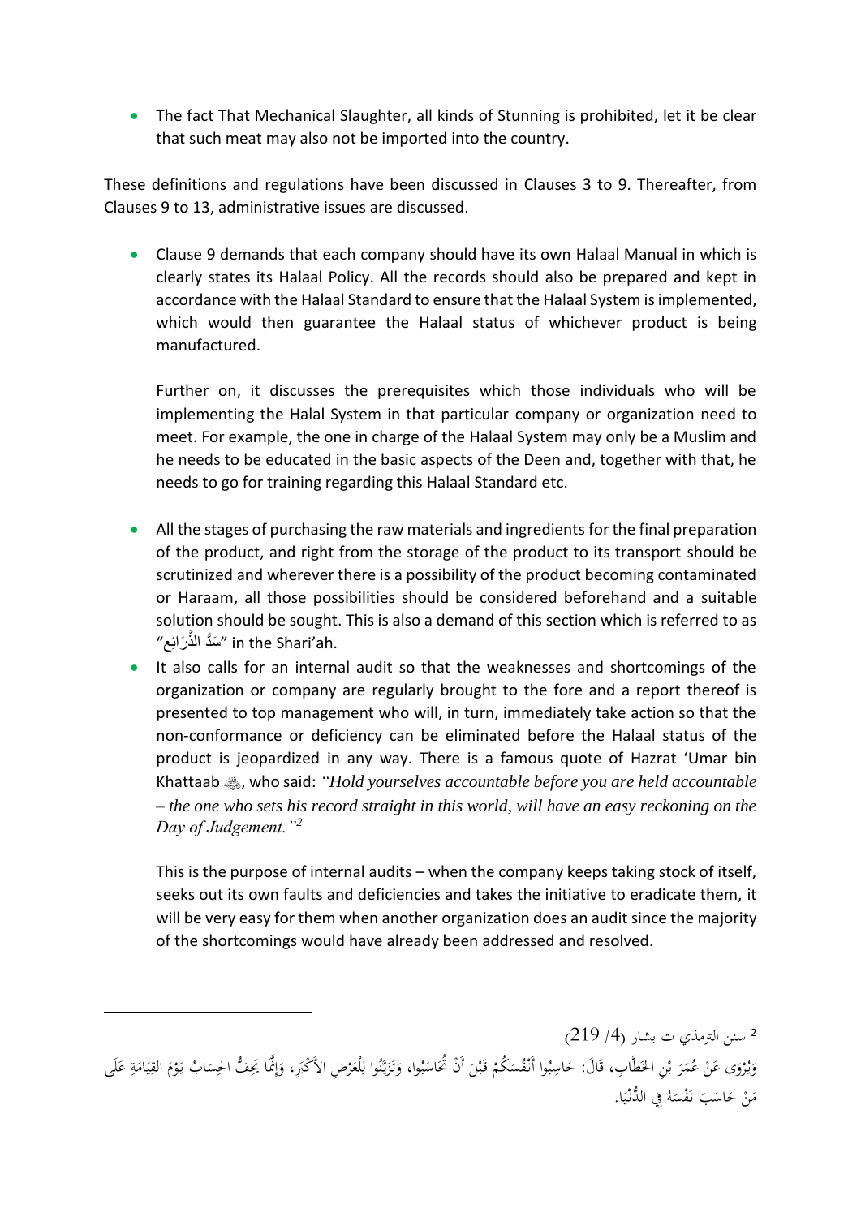- The fact That Mechanical Slaughter, all kinds of Stunning is prohibited, let it be clear that such meat may also not be imported into the country.

These definitions and regulations have been discussed in Clauses 3 to 9. Thereafter, from Clauses 9 to 13, administrative issues are discussed.

- Clause 9 demands that each company should have its own Halaal Manual in which is clearly states its Halaal Policy. All the records should also be prepared and kept in accordance with the Halaal Standard to ensure that the Halaal System is implemented, which would then guarantee the Halaal status of whichever product is being manufactured.

  Further on, it discusses the prerequisites which those individuals who will be implementing the Halal System in that particular company or organization need to meet. For example, the one in charge of the Halaal System may only be a Muslim and he needs to be educated in the basic aspects of the Deen and, together with that, he needs to go for training regarding this Halaal Standard etc.

- All the stages of purchasing the raw materials and ingredients for the final preparation of the product, and right from the storage of the product to its transport should be scrutinized and wherever there is a possibility of the product becoming contaminated or Haraam, all those possibilities should be considered beforehand and a suitable solution should be sought. This is also a demand of this section which is referred to as "سَدُّ الذَّرَائِع" in the Shari'ah.
- It also calls for an internal audit so that the weaknesses and shortcomings of the organization or company are regularly brought to the fore and a report thereof is presented to top management who will, in turn, immediately take action so that the non-conformance or deficiency can be eliminated before the Halaal status of the product is jeopardized in any way. There is a famous quote of Hazrat 'Umar bin Khattaab ﵁, who said: *"Hold yourselves accountable before you are held accountable – the one who sets his record straight in this world, will have an easy reckoning on the Day of Judgement."*[2]

  This is the purpose of internal audits – when the company keeps taking stock of itself, seeks out its own faults and deficiencies and takes the initiative to eradicate them, it will be very easy for them when another organization does an audit since the majority of the shortcomings would have already been addressed and resolved.

---

[2] سنن الترمذي ت بشار (4/ 219)

وَيُرْوَى عَنْ عُمَرَ بْنِ الخَطَّابِ، قَالَ: حَاسِبُوا أَنْفُسَكُمْ قَبْلَ أَنْ تُحَاسَبُوا، وَتَزَيَّنُوا لِلْعَرْضِ الأَكْبَرِ، وَإِنَّمَا يَخِفُّ الحِسَابُ يَوْمَ القِيَامَةِ عَلَى مَنْ حَاسَبَ نَفْسَهُ فِي الدُّنْيَا.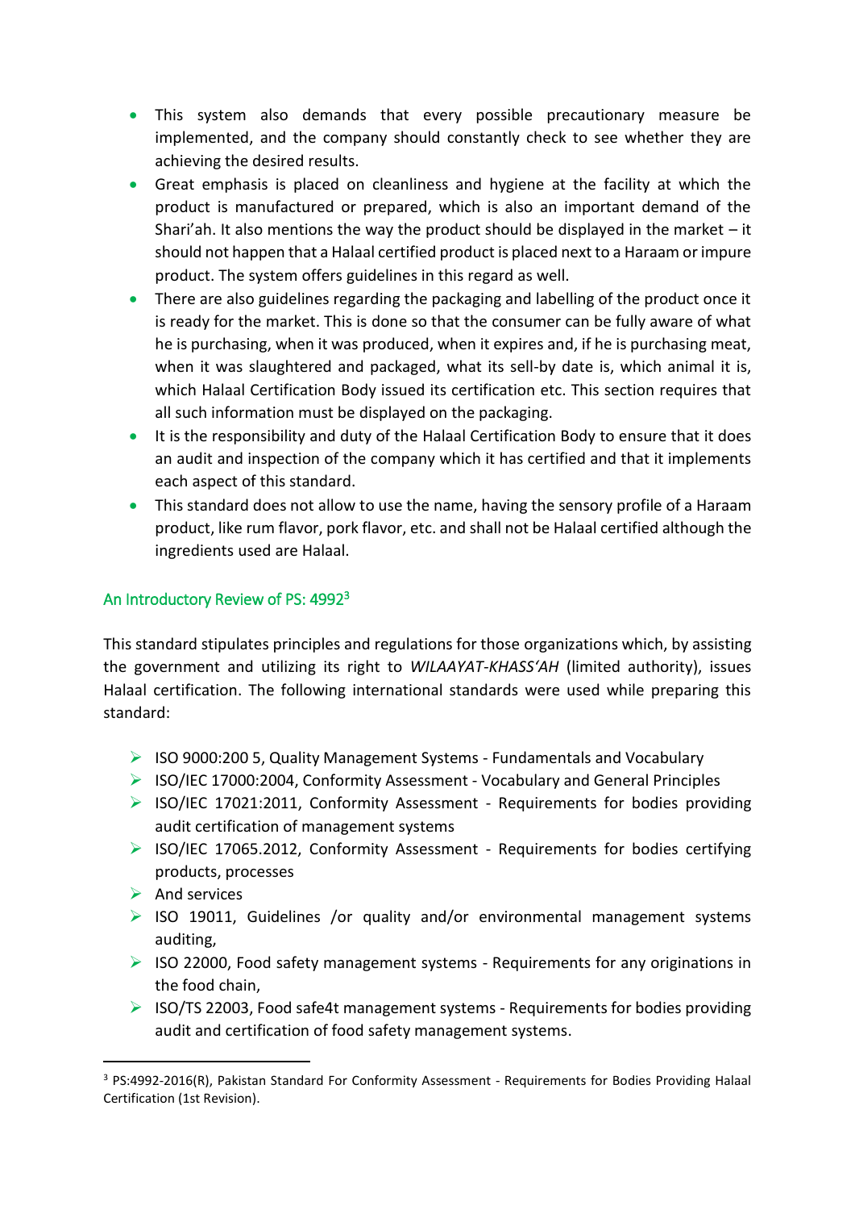- This system also demands that every possible precautionary measure be implemented, and the company should constantly check to see whether they are achieving the desired results.
- Great emphasis is placed on cleanliness and hygiene at the facility at which the product is manufactured or prepared, which is also an important demand of the Shari'ah. It also mentions the way the product should be displayed in the market – it should not happen that a Halaal certified product is placed next to a Haraam or impure product. The system offers guidelines in this regard as well.
- There are also guidelines regarding the packaging and labelling of the product once it is ready for the market. This is done so that the consumer can be fully aware of what he is purchasing, when it was produced, when it expires and, if he is purchasing meat, when it was slaughtered and packaged, what its sell-by date is, which animal it is, which Halaal Certification Body issued its certification etc. This section requires that all such information must be displayed on the packaging.
- It is the responsibility and duty of the Halaal Certification Body to ensure that it does an audit and inspection of the company which it has certified and that it implements each aspect of this standard.
- This standard does not allow to use the name, having the sensory profile of a Haraam product, like rum flavor, pork flavor, etc. and shall not be Halaal certified although the ingredients used are Halaal.

## An Introductory Review of PS: 4992[3]

This standard stipulates principles and regulations for those organizations which, by assisting the government and utilizing its right to *WILAAYAT-KHASS'AH* (limited authority), issues Halaal certification. The following international standards were used while preparing this standard:

- ISO 9000:200 5, Quality Management Systems - Fundamentals and Vocabulary
- ISO/IEC 17000:2004, Conformity Assessment - Vocabulary and General Principles
- ISO/IEC 17021:2011, Conformity Assessment - Requirements for bodies providing audit certification of management systems
- ISO/IEC 17065.2012, Conformity Assessment - Requirements for bodies certifying products, processes
- And services
- ISO 19011, Guidelines /or quality and/or environmental management systems auditing,
- ISO 22000, Food safety management systems - Requirements for any originations in the food chain,
- ISO/TS 22003, Food safe4t management systems - Requirements for bodies providing audit and certification of food safety management systems.

---

[3] PS:4992-2016(R), Pakistan Standard For Conformity Assessment - Requirements for Bodies Providing Halaal Certification (1st Revision).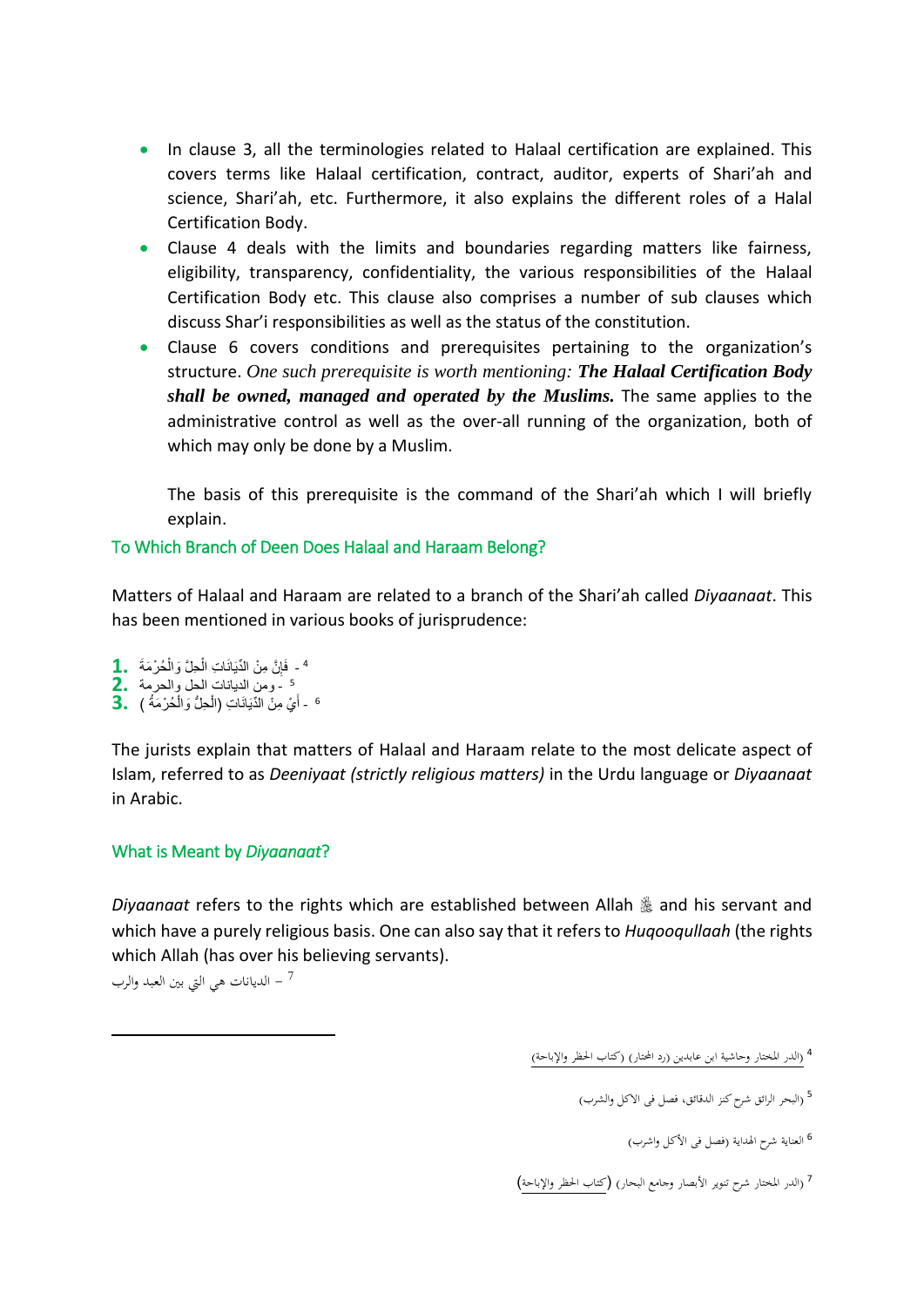- In clause 3, all the terminologies related to Halaal certification are explained. This covers terms like Halaal certification, contract, auditor, experts of Shari'ah and science, Shari'ah, etc. Furthermore, it also explains the different roles of a Halal Certification Body.
- Clause 4 deals with the limits and boundaries regarding matters like fairness, eligibility, transparency, confidentiality, the various responsibilities of the Halaal Certification Body etc. This clause also comprises a number of sub clauses which discuss Shar'i responsibilities as well as the status of the constitution.
- Clause 6 covers conditions and prerequisites pertaining to the organization's structure. *One such prerequisite is worth mentioning:* ***The Halaal Certification Body shall be owned, managed and operated by the Muslims.*** The same applies to the administrative control as well as the over-all running of the organization, both of which may only be done by a Muslim.

  The basis of this prerequisite is the command of the Shari'ah which I will briefly explain.

## To Which Branch of Deen Does Halaal and Haraam Belong?

Matters of Halaal and Haraam are related to a branch of the Shari'ah called *Diyaanaat*. This has been mentioned in various books of jurisprudence:

1. فَإِنَّ مِنْ الدِّيَانَاتِ الْحِلَّ وَالْحُرْمَةَ -[4]
2. ومن الديانات الحل والحرمة -[5]
3. أَيْ مِنْ الدِّيَانَاتِ (الْحِلُّ وَالْحُرْمَةُ ) -[6]

The jurists explain that matters of Halaal and Haraam relate to the most delicate aspect of Islam, referred to as *Deeniyaat (strictly religious matters)* in the Urdu language or *Diyaanaat* in Arabic.

## What is Meant by *Diyaanaat*?

*Diyaanaat* refers to the rights which are established between Allah ﷻ and his servant and which have a purely religious basis. One can also say that it refers to *Huqooqullaah* (the rights which Allah (has over his believing servants).

الديانات هي التي بين العبد والرب –[7]

---

[4] الدر المختار وحاشية ابن عابدين (رد المحتار) (كتاب الحظر والإباحة)

[5] البحر الرائق شرح كنز الدقائق، فصل فى الاكل والشرب)

[6] العناية شرح الهداية (فصل فى الأكل واشرب)

[7] الدر المختار شرح تنوير الأبصار وجامع البحار) (كتاب الحظر والإباحة)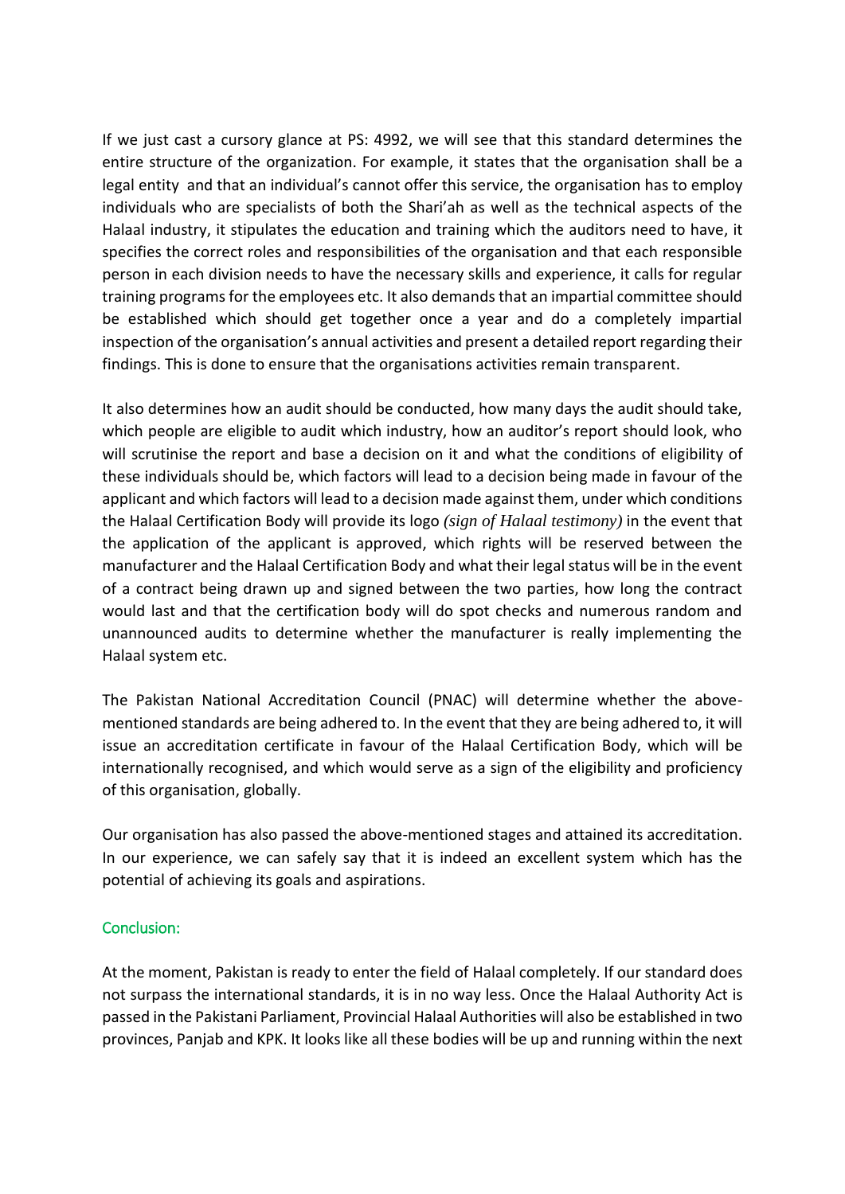If we just cast a cursory glance at PS: 4992, we will see that this standard determines the entire structure of the organization. For example, it states that the organisation shall be a legal entity and that an individual's cannot offer this service, the organisation has to employ individuals who are specialists of both the Shari'ah as well as the technical aspects of the Halaal industry, it stipulates the education and training which the auditors need to have, it specifies the correct roles and responsibilities of the organisation and that each responsible person in each division needs to have the necessary skills and experience, it calls for regular training programs for the employees etc. It also demands that an impartial committee should be established which should get together once a year and do a completely impartial inspection of the organisation's annual activities and present a detailed report regarding their findings. This is done to ensure that the organisations activities remain transparent.

It also determines how an audit should be conducted, how many days the audit should take, which people are eligible to audit which industry, how an auditor's report should look, who will scrutinise the report and base a decision on it and what the conditions of eligibility of these individuals should be, which factors will lead to a decision being made in favour of the applicant and which factors will lead to a decision made against them, under which conditions the Halaal Certification Body will provide its logo *(sign of Halaal testimony)* in the event that the application of the applicant is approved, which rights will be reserved between the manufacturer and the Halaal Certification Body and what their legal status will be in the event of a contract being drawn up and signed between the two parties, how long the contract would last and that the certification body will do spot checks and numerous random and unannounced audits to determine whether the manufacturer is really implementing the Halaal system etc.

The Pakistan National Accreditation Council (PNAC) will determine whether the above-mentioned standards are being adhered to. In the event that they are being adhered to, it will issue an accreditation certificate in favour of the Halaal Certification Body, which will be internationally recognised, and which would serve as a sign of the eligibility and proficiency of this organisation, globally.

Our organisation has also passed the above-mentioned stages and attained its accreditation. In our experience, we can safely say that it is indeed an excellent system which has the potential of achieving its goals and aspirations.

## Conclusion:

At the moment, Pakistan is ready to enter the field of Halaal completely. If our standard does not surpass the international standards, it is in no way less. Once the Halaal Authority Act is passed in the Pakistani Parliament, Provincial Halaal Authorities will also be established in two provinces, Panjab and KPK. It looks like all these bodies will be up and running within the next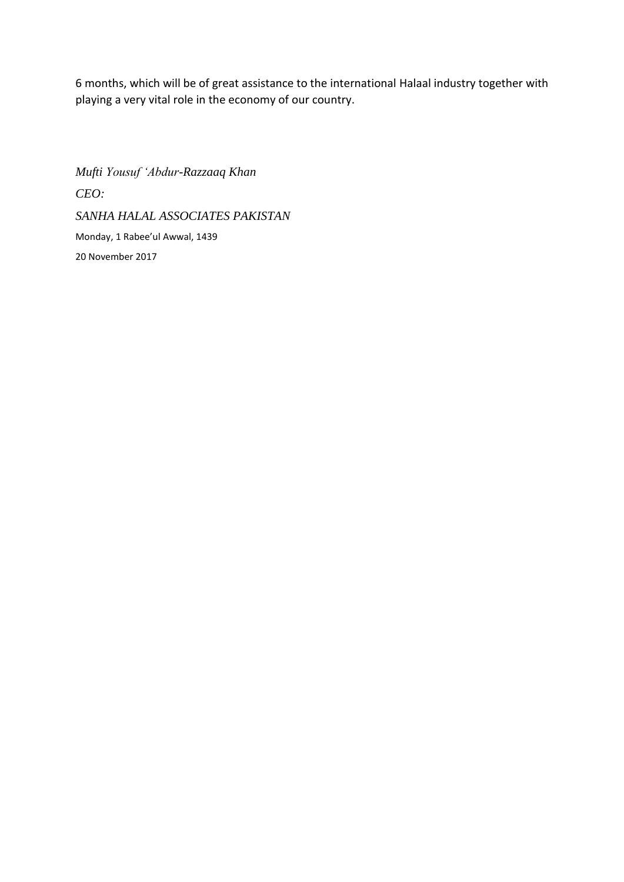6 months, which will be of great assistance to the international Halaal industry together with playing a very vital role in the economy of our country.

*Mufti Yousuf 'Abdur-Razzaaq Khan*

*CEO:*

*SANHA HALAL ASSOCIATES PAKISTAN*

Monday, 1 Rabee'ul Awwal, 1439

20 November 2017